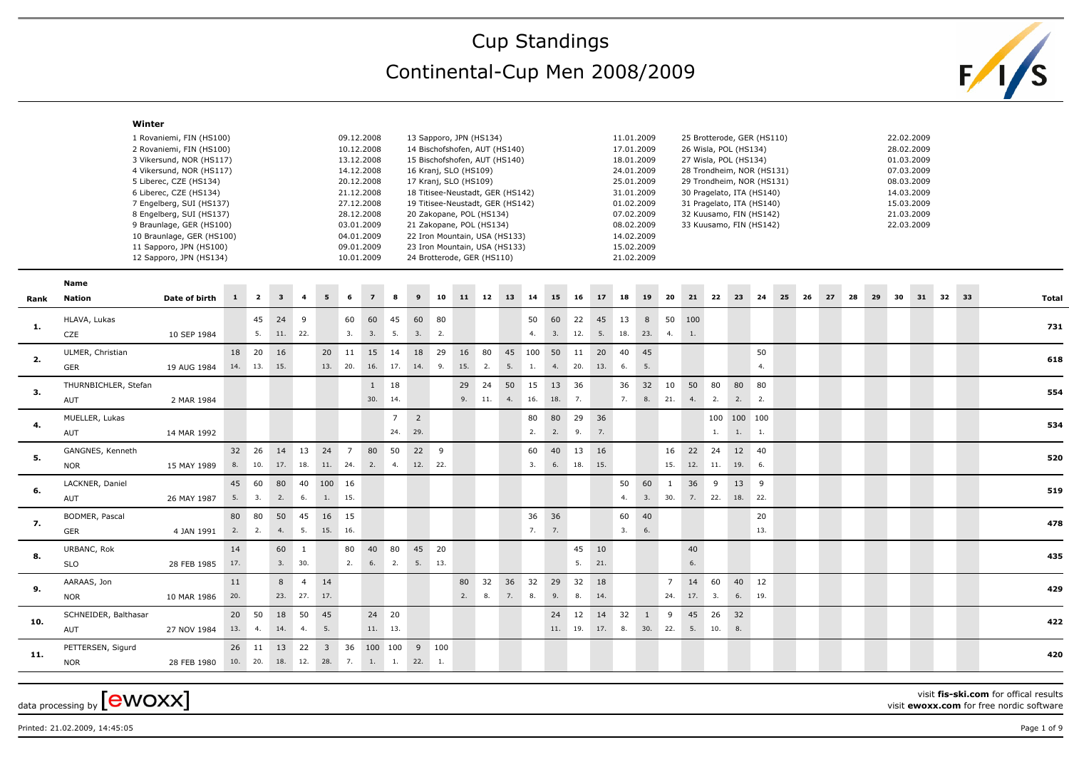# Cup Standings

## Continental-Cup Men 2008/2009

**Winter**

| No. | Place | Date |
|---|---|---|
| 1 | Rovaniemi, FIN (HS100) | 09.12.2008 |
| 2 | Rovaniemi, FIN (HS100) | 10.12.2008 |
| 3 | Vikersund, NOR (HS117) | 13.12.2008 |
| 4 | Vikersund, NOR (HS117) | 14.12.2008 |
| 5 | Liberec, CZE (HS134) | 20.12.2008 |
| 6 | Liberec, CZE (HS134) | 21.12.2008 |
| 7 | Engelberg, SUI (HS137) | 27.12.2008 |
| 8 | Engelberg, SUI (HS137) | 28.12.2008 |
| 9 | Braunlage, GER (HS100) | 03.01.2009 |
| 10 | Braunlage, GER (HS100) | 04.01.2009 |
| 11 | Sapporo, JPN (HS100) | 09.01.2009 |
| 12 | Sapporo, JPN (HS134) | 10.01.2009 |
| 13 | Sapporo, JPN (HS134) | 11.01.2009 |
| 14 | Bischofshofen, AUT (HS140) | 17.01.2009 |
| 15 | Bischofshofen, AUT (HS140) | 18.01.2009 |
| 16 | Kranj, SLO (HS109) | 24.01.2009 |
| 17 | Kranj, SLO (HS109) | 25.01.2009 |
| 18 | Titisee-Neustadt, GER (HS142) | 31.01.2009 |
| 19 | Titisee-Neustadt, GER (HS142) | 01.02.2009 |
| 20 | Zakopane, POL (HS134) | 07.02.2009 |
| 21 | Zakopane, POL (HS134) | 08.02.2009 |
| 22 | Iron Mountain, USA (HS133) | 14.02.2009 |
| 23 | Iron Mountain, USA (HS133) | 15.02.2009 |
| 24 | Brotterode, GER (HS110) | 21.02.2009 |
| 25 | Brotterode, GER (HS110) | 22.02.2009 |
| 26 | Wisla, POL (HS134) | 28.02.2009 |
| 27 | Wisla, POL (HS134) | 01.03.2009 |
| 28 | Trondheim, NOR (HS131) | 07.03.2009 |
| 29 | Trondheim, NOR (HS131) | 08.03.2009 |
| 30 | Pragelato, ITA (HS140) | 14.03.2009 |
| 31 | Pragelato, ITA (HS140) | 15.03.2009 |
| 32 | Kuusamo, FIN (HS142) | 21.03.2009 |
| 33 | Kuusamo, FIN (HS142) | 22.03.2009 |

| Rank | Name / Nation | Date of birth | 1 | 2 | 3 | 4 | 5 | 6 | 7 | 8 | 9 | 10 | 11 | 12 | 13 | 14 | 15 | 16 | 17 | 18 | 19 | 20 | 21 | 22 | 23 | 24 | 25 | 26 | 27 | 28 | 29 | 30 | 31 | 32 | 33 | Total |
|---|---|---|---|---|---|---|---|---|---|---|---|---|---|---|---|---|---|---|---|---|---|---|---|---|---|---|---|---|---|---|---|---|---|---|---|---|
| 1. | HLAVA, Lukas | | | 45 | 24 | 9 | | 60 | 60 | 45 | 60 | 80 | | | | 50 | 60 | 22 | 45 | 13 | 8 | 50 | 100 | | | | | | | | | | | | | 731 |
| | CZE | 10 SEP 1984 | | 5. | 11. | 22. | | 3. | 3. | 5. | 3. | 2. | | | | 4. | 3. | 12. | 5. | 18. | 23. | 4. | 1. | | | | | | | | | | | | | |
| 2. | ULMER, Christian | | 18 | 20 | 16 | | 20 | 11 | 15 | 14 | 18 | 29 | 16 | 80 | 45 | 100 | 50 | 11 | 20 | 40 | 45 | | | | | 50 | | | | | | | | | | 618 |
| | GER | 19 AUG 1984 | 14. | 13. | 15. | | 13. | 20. | 16. | 17. | 14. | 9. | 15. | 2. | 5. | 1. | 4. | 20. | 13. | 6. | 5. | | | | | 4. | | | | | | | | | | |
| 3. | THURNBICHLER, Stefan | | | | | | | | 1 | 18 | | | 29 | 24 | 50 | 15 | 13 | 36 | | 36 | 32 | 10 | 50 | 80 | 80 | 80 | | | | | | | | | | 554 |
| | AUT | 2 MAR 1984 | | | | | | | 30. | 14. | | | 9. | 11. | 4. | 16. | 18. | 7. | | 7. | 8. | 21. | 4. | 2. | 2. | 2. | | | | | | | | | | |
| 4. | MUELLER, Lukas | | | | | | | | | 7 | 2 | | | | | 80 | 80 | 29 | 36 | | | | | 100 | 100 | 100 | | | | | | | | | | 534 |
| | AUT | 14 MAR 1992 | | | | | | | | 24. | 29. | | | | | 2. | 2. | 9. | 7. | | | | | 1. | 1. | 1. | | | | | | | | | | |
| 5. | GANGNES, Kenneth | | 32 | 26 | 14 | 13 | 24 | 7 | 80 | 50 | 22 | 9 | | | | 60 | 40 | 13 | 16 | | | 16 | 22 | 24 | 12 | 40 | | | | | | | | | | 520 |
| | NOR | 15 MAY 1989 | 8. | 10. | 17. | 18. | 11. | 24. | 2. | 4. | 12. | 22. | | | | 3. | 6. | 18. | 15. | | | 15. | 12. | 11. | 19. | 6. | | | | | | | | | | |
| 6. | LACKNER, Daniel | | 45 | 60 | 80 | 40 | 100 | 16 | | | | | | | | | | | | 50 | 60 | 1 | 36 | 9 | 13 | 9 | | | | | | | | | | 519 |
| | AUT | 26 MAY 1987 | 5. | 3. | 2. | 6. | 1. | 15. | | | | | | | | | | | | 4. | 3. | 30. | 7. | 22. | 18. | 22. | | | | | | | | | | |
| 7. | BODMER, Pascal | | 80 | 80 | 50 | 45 | 16 | 15 | | | | | | | | 36 | 36 | | | 60 | 40 | | | | | 20 | | | | | | | | | | 478 |
| | GER | 4 JAN 1991 | 2. | 2. | 4. | 5. | 15. | 16. | | | | | | | | 7. | 7. | | | 3. | 6. | | | | | 13. | | | | | | | | | | |
| 8. | URBANC, Rok | | 14 | | 60 | 1 | | 80 | 40 | 80 | 45 | 20 | | | | | | 45 | 10 | | | | 40 | | | | | | | | | | | | | 435 |
| | SLO | 28 FEB 1985 | 17. | | 3. | 30. | | 2. | 6. | 2. | 5. | 13. | | | | | | 5. | 21. | | | | 6. | | | | | | | | | | | | | |
| 9. | AARAAS, Jon | | 11 | | 8 | 4 | 14 | | | | | | 80 | 32 | 36 | 32 | 29 | 32 | 18 | | | 7 | 14 | 60 | 40 | 12 | | | | | | | | | | 429 |
| | NOR | 10 MAR 1986 | 20. | | 23. | 27. | 17. | | | | | | 2. | 8. | 7. | 8. | 9. | 8. | 14. | | | 24. | 17. | 3. | 6. | 19. | | | | | | | | | | |
| 10. | SCHNEIDER, Balthasar | | 20 | 50 | 18 | 50 | 45 | | 24 | 20 | | | | | | | 24 | 12 | 14 | 32 | 1 | 9 | 45 | 26 | 32 | | | | | | | | | | | 422 |
| | AUT | 27 NOV 1984 | 13. | 4. | 14. | 4. | 5. | | 11. | 13. | | | | | | | 11. | 19. | 17. | 8. | 30. | 22. | 5. | 10. | 8. | | | | | | | | | | | |
| 11. | PETTERSEN, Sigurd | | 26 | 11 | 13 | 22 | 3 | 36 | 100 | 100 | 9 | 100 | | | | | | | | | | | | | | | | | | | | | | | | 420 |
| | NOR | 28 FEB 1980 | 10. | 20. | 18. | 12. | 28. | 7. | 1. | 1. | 22. | 1. | | | | | | | | | | | | | | | | | | | | | | | | |

data processing by [ewoxx]

visit **fis-ski.com** for offical results
visit **ewoxx.com** for free nordic software

Printed: 21.02.2009, 14:45:05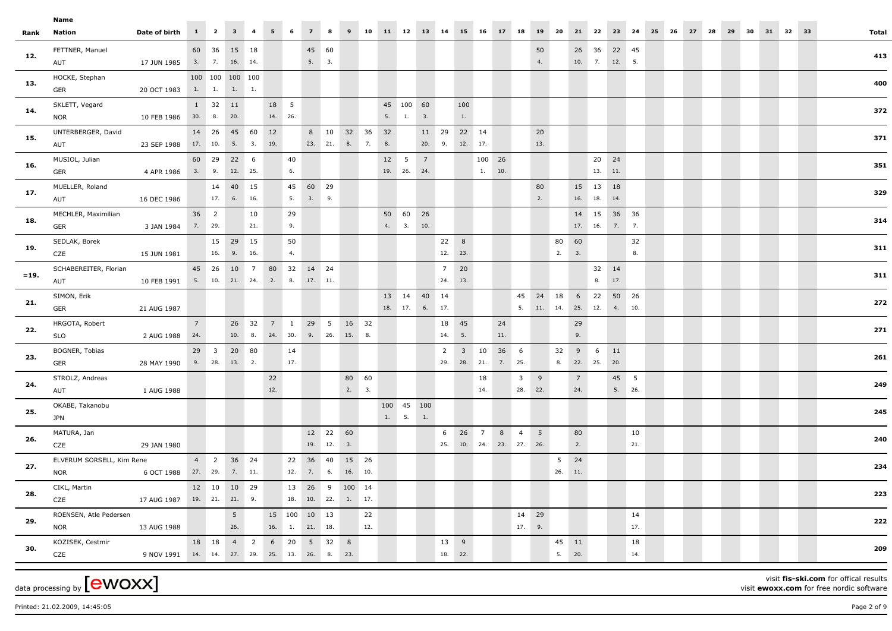| Rank | Name<br>Nation | Date of birth | 1 | 2 | 3 | 4 | 5 | 6 | 7 | 8 | 9 | 10 | 11 | 12 | 13 | 14 | 15 | 16 | 17 | 18 | 19 | 20 | 21 | 22 | 23 | 24 | 25 | 26 | 27 | 28 | 29 | 30 | 31 | 32 | 33 | Total |
|---|---|---|---|---|---|---|---|---|---|---|---|---|---|---|---|---|---|---|---|---|---|---|---|---|---|---|---|---|---|---|---|---|---|---|---|---|
| 12. | FETTNER, Manuel<br>AUT | 17 JUN 1985 | 60<br>3. | 36<br>7. | 15<br>16. | 18<br>14. | | | 45<br>5. | 60<br>3. | | | | | | | | | | | 50<br>4. | | 26<br>10. | 36<br>7. | 22<br>12. | 45<br>5. | | | | | | | | | | 413 |
| 13. | HOCKE, Stephan<br>GER | 20 OCT 1983 | 100<br>1. | 100<br>1. | 100<br>1. | 100<br>1. | | | | | | | | | | | | | | | | | | | | | | | | | | | | | | 400 |
| 14. | SKLETT, Vegard<br>NOR | 10 FEB 1986 | 1<br>30. | 32<br>8. | 11<br>20. | | 18<br>14. | 5<br>26. | | | | | 45<br>5. | 100<br>1. | 60<br>3. | | 100<br>1. | | | | | | | | | | | | | | | | | | | 372 |
| 15. | UNTERBERGER, David<br>AUT | 23 SEP 1988 | 14<br>17. | 26<br>10. | 45<br>5. | 60<br>3. | 12<br>19. | | 8<br>23. | 10<br>21. | 32<br>8. | 36<br>7. | 32<br>8. | | 11<br>20. | 29<br>9. | 22<br>12. | 14<br>17. | | | 20<br>13. | | | | | | | | | | | | | | | 371 |
| 16. | MUSIOL, Julian<br>GER | 4 APR 1986 | 60<br>3. | 29<br>9. | 22<br>12. | 6<br>25. | | 40<br>6. | | | | | 12<br>19. | 5<br>26. | 7<br>24. | | | 100<br>1. | 26<br>10. | | | | | 20<br>13. | 24<br>11. | | | | | | | | | | | 351 |
| 17. | MUELLER, Roland<br>AUT | 16 DEC 1986 | | 14<br>17. | 40<br>6. | 15<br>16. | | 45<br>5. | 60<br>3. | 29<br>9. | | | | | | | | | | | 80<br>2. | | 15<br>16. | 13<br>18. | 18<br>14. | | | | | | | | | | | 329 |
| 18. | MECHLER, Maximilian<br>GER | 3 JAN 1984 | 36<br>7. | 2<br>29. | | 10<br>21. | | 29<br>9. | | | | | 50<br>4. | 60<br>3. | 26<br>10. | | | | | | | | 14<br>17. | 15<br>16. | 36<br>7. | 36<br>7. | | | | | | | | | | 314 |
| 19. | SEDLAK, Borek<br>CZE | 15 JUN 1981 | | 15<br>16. | 29<br>9. | 15<br>16. | | 50<br>4. | | | | | | | | 22<br>12. | 8<br>23. | | | | | 80<br>2. | 60<br>3. | | | 32<br>8. | | | | | | | | | | 311 |
| =19. | SCHABEREITER, Florian<br>AUT | 10 FEB 1991 | 45<br>5. | 26<br>10. | 10<br>21. | 7<br>24. | 80<br>2. | 32<br>8. | 14<br>17. | 24<br>11. | | | | | | 7<br>24. | 20<br>13. | | | | | | | 32<br>8. | 14<br>17. | | | | | | | | | | | 311 |
| 21. | SIMON, Erik<br>GER | 21 AUG 1987 | | | | | | | | | | | 13<br>18. | 14<br>17. | 40<br>6. | 14<br>17. | | | | 45<br>5. | 24<br>11. | 18<br>14. | 6<br>25. | 22<br>12. | 50<br>4. | 26<br>10. | | | | | | | | | | 272 |
| 22. | HRGOTA, Robert<br>SLO | 2 AUG 1988 | 7<br>24. | | 26<br>10. | 32<br>8. | 7<br>24. | 1<br>30. | 29<br>9. | 5<br>26. | 16<br>15. | 32<br>8. | | | | 18<br>14. | 45<br>5. | | 24<br>11. | | | | 29<br>9. | | | | | | | | | | | | | 271 |
| 23. | BOGNER, Tobias<br>GER | 28 MAY 1990 | 29<br>9. | 3<br>28. | 20<br>13. | 80<br>2. | | 14<br>17. | | | | | | | | 2<br>29. | 3<br>28. | 10<br>21. | 36<br>7. | 6<br>25. | | 32<br>8. | 9<br>22. | 6<br>25. | 11<br>20. | | | | | | | | | | | 261 |
| 24. | STROLZ, Andreas<br>AUT | 1 AUG 1988 | | | | | 22<br>12. | | | | 80<br>2. | 60<br>3. | | | | | | 18<br>14. | | 3<br>28. | 9<br>22. | | 7<br>24. | | 45<br>5. | 5<br>26. | | | | | | | | | | 249 |
| 25. | OKABE, Takanobu<br>JPN | | | | | | | | | | | | 100<br>1. | 45<br>5. | 100<br>1. | | | | | | | | | | | | | | | | | | | | | 245 |
| 26. | MATURA, Jan<br>CZE | 29 JAN 1980 | | | | | | | 12<br>19. | 22<br>12. | 60<br>3. | | | | | 6<br>25. | 26<br>10. | 7<br>24. | 8<br>23. | 4<br>27. | 5<br>26. | | 80<br>2. | | | 10<br>21. | | | | | | | | | | 240 |
| 27. | ELVERUM SORSELL, Kim Rene<br>NOR | 6 OCT 1988 | 4<br>27. | 2<br>29. | 36<br>7. | 24<br>11. | | 22<br>12. | 36<br>7. | 40<br>6. | 15<br>16. | 26<br>10. | | | | | | | | | | 5<br>26. | 24<br>11. | | | | | | | | | | | | | 234 |
| 28. | CIKL, Martin<br>CZE | 17 AUG 1987 | 12<br>19. | 10<br>21. | 10<br>21. | 29<br>9. | | 13<br>18. | 26<br>10. | 9<br>22. | 100<br>1. | 14<br>17. | | | | | | | | | | | | | | | | | | | | | | | | 223 |
| 29. | ROENSEN, Atle Pedersen<br>NOR | 13 AUG 1988 | | | 5<br>26. | | 15<br>16. | 100<br>1. | 10<br>21. | 13<br>18. | | 22<br>12. | | | | | | | | 14<br>17. | 29<br>9. | | | | | 14<br>17. | | | | | | | | | | 222 |
| 30. | KOZISEK, Cestmir<br>CZE | 9 NOV 1991 | 18<br>14. | 18<br>14. | 4<br>27. | 2<br>29. | 6<br>25. | 20<br>13. | 5<br>26. | 32<br>8. | 8<br>23. | | | | | 13<br>18. | 9<br>22. | | | | | 45<br>5. | 11<br>20. | | | 18<br>14. | | | | | | | | | | 209 |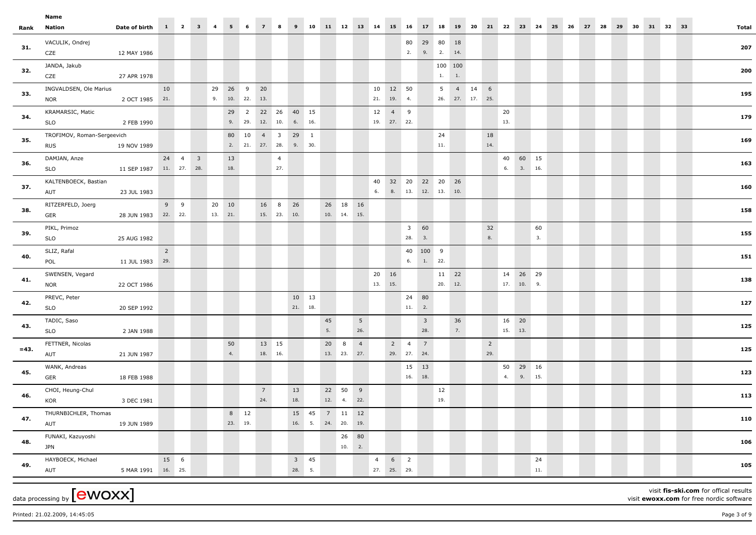| Rank | Name<br>Nation | Date of birth | 1 | 2 | 3 | 4 | 5 | 6 | 7 | 8 | 9 | 10 | 11 | 12 | 13 | 14 | 15 | 16 | 17 | 18 | 19 | 20 | 21 | 22 | 23 | 24 | 25 | 26 | 27 | 28 | 29 | 30 | 31 | 32 | 33 | Total |
|---|---|---|---|---|---|---|---|---|---|---|---|---|---|---|---|---|---|---|---|---|---|---|---|---|---|---|---|---|---|---|---|---|---|---|---|---|
| 31. | VACULIK, Ondrej | | | | | | | | | | | | | | | | | 80 | 29 | 80 | 18 | | | | | | | | | | | | | | | 207 |
| | CZE | 12 MAY 1986 | | | | | | | | | | | | | | | | 2. | 9. | 2. | 14. | | | | | | | | | | | | | | | |
| 32. | JANDA, Jakub | | | | | | | | | | | | | | | | | | | 100 | 100 | | | | | | | | | | | | | | | 200 |
| | CZE | 27 APR 1978 | | | | | | | | | | | | | | | | | | 1. | 1. | | | | | | | | | | | | | | | |
| 33. | INGVALDSEN, Ole Marius | | 10 | | | 29 | 26 | 9 | 20 | | | | | | | 10 | 12 | 50 | | 5 | 4 | 14 | 6 | | | | | | | | | | | | | 195 |
| | NOR | 2 OCT 1985 | 21. | | | 9. | 10. | 22. | 13. | | | | | | | 21. | 19. | 4. | | 26. | 27. | 17. | 25. | | | | | | | | | | | | | |
| 34. | KRAMARSIC, Matic | | | | | | 29 | 2 | 22 | 26 | 40 | 15 | | | | 12 | 4 | 9 | | | | | | 20 | | | | | | | | | | | | 179 |
| | SLO | 2 FEB 1990 | | | | | 9. | 29. | 12. | 10. | 6. | 16. | | | | 19. | 27. | 22. | | | | | | 13. | | | | | | | | | | | | |
| 35. | TROFIMOV, Roman-Sergeevich | | | | | | 80 | 10 | 4 | 3 | 29 | 1 | | | | | | | | 24 | | | 18 | | | | | | | | | | | | | 169 |
| | RUS | 19 NOV 1989 | | | | | 2. | 21. | 27. | 28. | 9. | 30. | | | | | | | | 11. | | | 14. | | | | | | | | | | | | | |
| 36. | DAMJAN, Anze | | 24 | 4 | 3 | | 13 | | | 4 | | | | | | | | | | | | | | 40 | 60 | 15 | | | | | | | | | | 163 |
| | SLO | 11 SEP 1987 | 11. | 27. | 28. | | 18. | | | 27. | | | | | | | | | | | | | | 6. | 3. | 16. | | | | | | | | | | |
| 37. | KALTENBOECK, Bastian | | | | | | | | | | | | | | | 40 | 32 | 20 | 22 | 20 | 26 | | | | | | | | | | | | | | | 160 |
| | AUT | 23 JUL 1983 | | | | | | | | | | | | | | 6. | 8. | 13. | 12. | 13. | 10. | | | | | | | | | | | | | | | |
| 38. | RITZERFELD, Joerg | | 9 | 9 | | 20 | 10 | | 16 | 8 | 26 | | 26 | 18 | 16 | | | | | | | | | | | | | | | | | | | | | 158 |
| | GER | 28 JUN 1983 | 22. | 22. | | 13. | 21. | | 15. | 23. | 10. | | 10. | 14. | 15. | | | | | | | | | | | | | | | | | | | | | |
| 39. | PIKL, Primoz | | | | | | | | | | | | | | | | | 3 | 60 | | | | 32 | | | 60 | | | | | | | | | | 155 |
| | SLO | 25 AUG 1982 | | | | | | | | | | | | | | | | 28. | 3. | | | | 8. | | | 3. | | | | | | | | | | |
| 40. | SLIZ, Rafal | | 2 | | | | | | | | | | | | | | | 40 | 100 | 9 | | | | | | | | | | | | | | | | 151 |
| | POL | 11 JUL 1983 | 29. | | | | | | | | | | | | | | | 6. | 1. | 22. | | | | | | | | | | | | | | | | |
| 41. | SWENSEN, Vegard | | | | | | | | | | | | | | | 20 | 16 | | | 11 | 22 | | | 14 | 26 | 29 | | | | | | | | | | 138 |
| | NOR | 22 OCT 1986 | | | | | | | | | | | | | | 13. | 15. | | | 20. | 12. | | | 17. | 10. | 9. | | | | | | | | | | |
| 42. | PREVC, Peter | | | | | | | | | | 10 | 13 | | | | | | 24 | 80 | | | | | | | | | | | | | | | | | 127 |
| | SLO | 20 SEP 1992 | | | | | | | | | 21. | 18. | | | | | | 11. | 2. | | | | | | | | | | | | | | | | | |
| 43. | TADIC, Saso | | | | | | | | | | | | 45 | | 5 | | | | 3 | | 36 | | | 16 | 20 | | | | | | | | | | | 125 |
| | SLO | 2 JAN 1988 | | | | | | | | | | | 5. | | 26. | | | | 28. | | 7. | | | 15. | 13. | | | | | | | | | | | |
| =43. | FETTNER, Nicolas | | | | | | 50 | | 13 | 15 | | | 20 | 8 | 4 | | 2 | 4 | 7 | | | | 2 | | | | | | | | | | | | | 125 |
| | AUT | 21 JUN 1987 | | | | | 4. | | 18. | 16. | | | 13. | 23. | 27. | | 29. | 27. | 24. | | | | 29. | | | | | | | | | | | | | |
| 45. | WANK, Andreas | | | | | | | | | | | | | | | | | 15 | 13 | | | | | 50 | 29 | 16 | | | | | | | | | | 123 |
| | GER | 18 FEB 1988 | | | | | | | | | | | | | | | | 16. | 18. | | | | | 4. | 9. | 15. | | | | | | | | | | |
| 46. | CHOI, Heung-Chul | | | | | | | | 7 | | 13 | | 22 | 50 | 9 | | | | | 12 | | | | | | | | | | | | | | | | 113 |
| | KOR | 3 DEC 1981 | | | | | | | 24. | | 18. | | 12. | 4. | 22. | | | | | 19. | | | | | | | | | | | | | | | | |
| 47. | THURNBICHLER, Thomas | | | | | | 8 | 12 | | | 15 | 45 | 7 | 11 | 12 | | | | | | | | | | | | | | | | | | | | | 110 |
| | AUT | 19 JUN 1989 | | | | | 23. | 19. | | | 16. | 5. | 24. | 20. | 19. | | | | | | | | | | | | | | | | | | | | | |
| 48. | FUNAKI, Kazuyoshi | | | | | | | | | | | | | 26 | 80 | | | | | | | | | | | | | | | | | | | | | 106 |
| | JPN | | | | | | | | | | | | | 10. | 2. | | | | | | | | | | | | | | | | | | | | | |
| 49. | HAYBOECK, Michael | | 15 | 6 | | | | | | | 3 | 45 | | | | 4 | 6 | 2 | | | | | | | | 24 | | | | | | | | | | 105 |
| | AUT | 5 MAR 1991 | 16. | 25. | | | | | | | 28. | 5. | | | | 27. | 25. | 29. | | | | | | | | 11. | | | | | | | | | | |

data processing by [ewoxx]

visit **fis-ski.com** for offical results
visit **ewoxx.com** for free nordic software

Printed: 21.02.2009, 14:45:05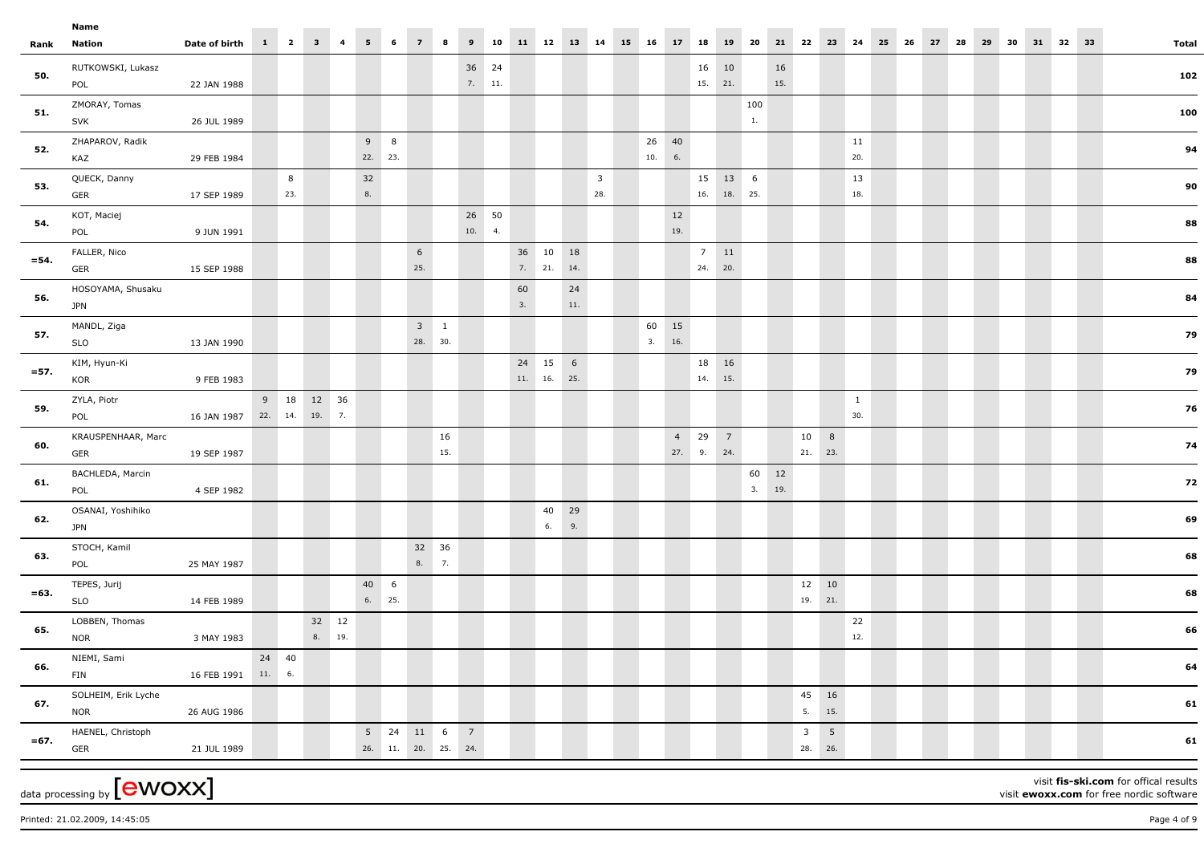| Rank | Name | Nation | Date of birth | 1 | 2 | 3 | 4 | 5 | 6 | 7 | 8 | 9 | 10 | 11 | 12 | 13 | 14 | 15 | 16 | 17 | 18 | 19 | 20 | 21 | 22 | 23 | 24 | 25 | 26 | 27 | 28 | 29 | 30 | 31 | 32 | 33 | Total |
|---|---|---|---|---|---|---|---|---|---|---|---|---|---|---|---|---|---|---|---|---|---|---|---|---|---|---|---|---|---|---|---|---|---|---|---|---|---|
| 50. | RUTKOWSKI, Lukasz | POL | 22 JAN 1988 | | | | | | | | | 36 7. | 24 11. | | | | | | | | 16 15. | 10 21. | | 16 15. | | | | | | | | | | | | | 102 |
| 51. | ZMORAY, Tomas | SVK | 26 JUL 1989 | | | | | | | | | | | | | | | | | | | | 100 1. | | | | | | | | | | | | | | 100 |
| 52. | ZHAPAROV, Radik | KAZ | 29 FEB 1984 | | | | | 9 22. | 8 23. | | | | | | | | | | 26 10. | 40 6. | | | | | | | 11 20. | | | | | | | | | | 94 |
| 53. | QUECK, Danny | GER | 17 SEP 1989 | | 8 23. | | | 32 8. | | | | | | | | | 3 28. | | | | 15 16. | 13 18. | 6 25. | | | | 13 18. | | | | | | | | | | 90 |
| 54. | KOT, Maciej | POL | 9 JUN 1991 | | | | | | | | | 26 10. | 50 4. | | | | | | | 12 19. | | | | | | | | | | | | | | | | | 88 |
| =54. | FALLER, Nico | GER | 15 SEP 1988 | | | | | | | 6 25. | | | | 36 7. | 10 21. | 18 14. | | | | | 7 24. | 11 20. | | | | | | | | | | | | | | | 88 |
| 56. | HOSOYAMA, Shusaku | JPN | | | | | | | | | | | | 60 3. | | 24 11. | | | | | | | | | | | | | | | | | | | | | 84 |
| 57. | MANDL, Ziga | SLO | 13 JAN 1990 | | | | | | | 3 28. | 1 30. | | | | | | | | 60 3. | 15 16. | | | | | | | | | | | | | | | | | 79 |
| =57. | KIM, Hyun-Ki | KOR | 9 FEB 1983 | | | | | | | | | | | 24 11. | 15 16. | 6 25. | | | | | 18 14. | 16 15. | | | | | | | | | | | | | | | 79 |
| 59. | ZYLA, Piotr | POL | 16 JAN 1987 | 9 22. | 18 14. | 12 19. | 36 7. | | | | | | | | | | | | | | | | | | | | 1 30. | | | | | | | | | | 76 |
| 60. | KRAUSPENHAAR, Marc | GER | 19 SEP 1987 | | | | | | | | 16 15. | | | | | | | | | 4 27. | 29 9. | 7 24. | | | 10 21. | 8 23. | | | | | | | | | | | 74 |
| 61. | BACHLEDA, Marcin | POL | 4 SEP 1982 | | | | | | | | | | | | | | | | | | | | 60 3. | 12 19. | | | | | | | | | | | | | 72 |
| 62. | OSANAI, Yoshihiko | JPN | | | | | | | | | | | | | 40 6. | 29 9. | | | | | | | | | | | | | | | | | | | | | 69 |
| 63. | STOCH, Kamil | POL | 25 MAY 1987 | | | | | | | 32 8. | 36 7. | | | | | | | | | | | | | | | | | | | | | | | | | | 68 |
| =63. | TEPES, Jurij | SLO | 14 FEB 1989 | | | | | 40 6. | 6 25. | | | | | | | | | | | | | | | | 12 19. | 10 21. | | | | | | | | | | | 68 |
| 65. | LOBBEN, Thomas | NOR | 3 MAY 1983 | | | 32 8. | 12 19. | | | | | | | | | | | | | | | | | | | | 22 12. | | | | | | | | | | 66 |
| 66. | NIEMI, Sami | FIN | 16 FEB 1991 | 24 11. | 40 6. | | | | | | | | | | | | | | | | | | | | | | | | | | | | | | | | 64 |
| 67. | SOLHEIM, Erik Lyche | NOR | 26 AUG 1986 | | | | | | | | | | | | | | | | | | | | | | 45 5. | 16 15. | | | | | | | | | | | 61 |
| =67. | HAENEL, Christoph | GER | 21 JUL 1989 | | | | | 5 26. | 24 11. | 11 20. | 6 25. | 7 24. | | | | | | | | | | | | | 3 28. | 5 26. | | | | | | | | | | | 61 |

data processing by [ewoxx]

visit **fis-ski.com** for offical results
visit **ewoxx.com** for free nordic software

Printed: 21.02.2009, 14:45:05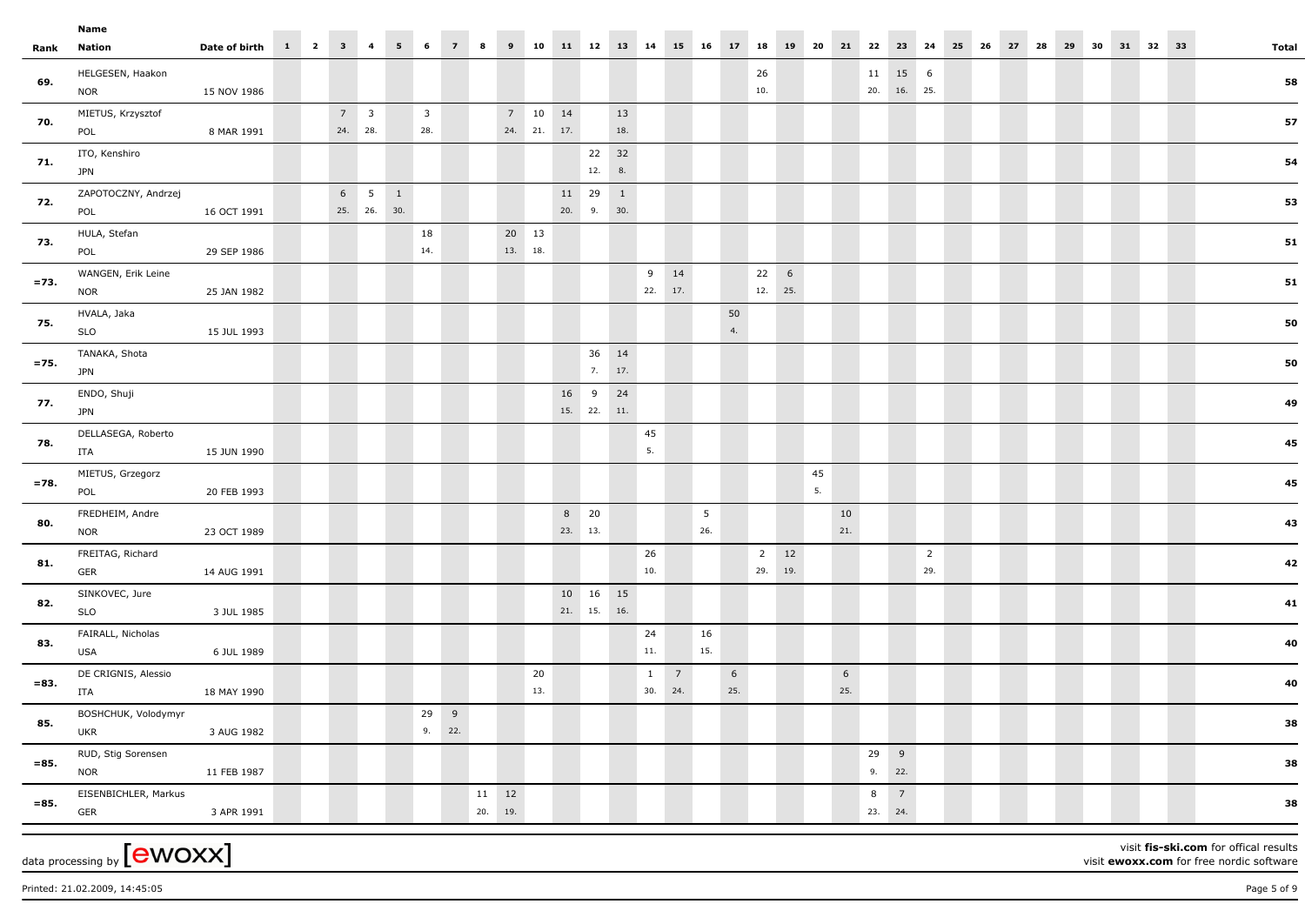| Rank | Name<br>Nation | Date of birth | 1 | 2 | 3 | 4 | 5 | 6 | 7 | 8 | 9 | 10 | 11 | 12 | 13 | 14 | 15 | 16 | 17 | 18 | 19 | 20 | 21 | 22 | 23 | 24 | 25 | 26 | 27 | 28 | 29 | 30 | 31 | 32 | 33 | Total |
|---|---|---|---|---|---|---|---|---|---|---|---|---|---|---|---|---|---|---|---|---|---|---|---|---|---|---|---|---|---|---|---|---|---|---|---|---|
| 69. | HELGESEN, Haakon<br>NOR | 15 NOV 1986 | | | | | | | | | | | | | | | | | | 26<br>10. | | | | 11<br>20. | 15<br>16. | 6<br>25. | | | | | | | | | | 58 |
| 70. | MIETUS, Krzysztof<br>POL | 8 MAR 1991 | | | 7<br>24. | 3<br>28. | | 3<br>28. | | | 7<br>24. | 10<br>21. | 14<br>17. | | 13<br>18. | | | | | | | | | | | | | | | | | | | | | 57 |
| 71. | ITO, Kenshiro<br>JPN | | | | | | | | | | | | | 22<br>12. | 32<br>8. | | | | | | | | | | | | | | | | | | | | | 54 |
| 72. | ZAPOTOCZNY, Andrzej<br>POL | 16 OCT 1991 | | | 6<br>25. | 5<br>26. | 1<br>30. | | | | | | 11<br>20. | 29<br>9. | 1<br>30. | | | | | | | | | | | | | | | | | | | | | 53 |
| 73. | HULA, Stefan<br>POL | 29 SEP 1986 | | | | | | 18<br>14. | | | 20<br>13. | 13<br>18. | | | | | | | | | | | | | | | | | | | | | | | | 51 |
| =73. | WANGEN, Erik Leine<br>NOR | 25 JAN 1982 | | | | | | | | | | | | | | 9<br>22. | 14<br>17. | | | 22<br>12. | 6<br>25. | | | | | | | | | | | | | | | 51 |
| 75. | HVALA, Jaka<br>SLO | 15 JUL 1993 | | | | | | | | | | | | | | | | | 50<br>4. | | | | | | | | | | | | | | | | | 50 |
| =75. | TANAKA, Shota<br>JPN | | | | | | | | | | | | | 36<br>7. | 14<br>17. | | | | | | | | | | | | | | | | | | | | | 50 |
| 77. | ENDO, Shuji<br>JPN | | | | | | | | | | | | 16<br>15. | 9<br>22. | 24<br>11. | | | | | | | | | | | | | | | | | | | | | 49 |
| 78. | DELLASEGA, Roberto<br>ITA | 15 JUN 1990 | | | | | | | | | | | | | | 45<br>5. | | | | | | | | | | | | | | | | | | | | 45 |
| =78. | MIETUS, Grzegorz<br>POL | 20 FEB 1993 | | | | | | | | | | | | | | | | | | | | 45<br>5. | | | | | | | | | | | | | | 45 |
| 80. | FREDHEIM, Andre<br>NOR | 23 OCT 1989 | | | | | | | | | | | 8<br>23. | 20<br>13. | | | | 5<br>26. | | | | | 10<br>21. | | | | | | | | | | | | | 43 |
| 81. | FREITAG, Richard<br>GER | 14 AUG 1991 | | | | | | | | | | | | | | 26<br>10. | | | | 2<br>29. | 12<br>19. | | | | | 2<br>29. | | | | | | | | | | 42 |
| 82. | SINKOVEC, Jure<br>SLO | 3 JUL 1985 | | | | | | | | | | | 10<br>21. | 16<br>15. | 15<br>16. | | | | | | | | | | | | | | | | | | | | | 41 |
| 83. | FAIRALL, Nicholas<br>USA | 6 JUL 1989 | | | | | | | | | | | | | | 24<br>11. | | 16<br>15. | | | | | | | | | | | | | | | | | | 40 |
| =83. | DE CRIGNIS, Alessio<br>ITA | 18 MAY 1990 | | | | | | | | | | 20<br>13. | | | | 1<br>30. | 7<br>24. | | 6<br>25. | | | | 6<br>25. | | | | | | | | | | | | | 40 |
| 85. | BOSHCHUK, Volodymyr<br>UKR | 3 AUG 1982 | | | | | | 29<br>9. | 9<br>22. | | | | | | | | | | | | | | | | | | | | | | | | | | | 38 |
| =85. | RUD, Stig Sorensen<br>NOR | 11 FEB 1987 | | | | | | | | | | | | | | | | | | | | | | 29<br>9. | 9<br>22. | | | | | | | | | | | 38 |
| =85. | EISENBICHLER, Markus<br>GER | 3 APR 1991 | | | | | | | | 11<br>20. | 12<br>19. | | | | | | | | | | | | | 8<br>23. | 7<br>24. | | | | | | | | | | | 38 |

data processing by [ewoxx]

visit **fis-ski.com** for offical results
visit **ewoxx.com** for free nordic software

Printed: 21.02.2009, 14:45:05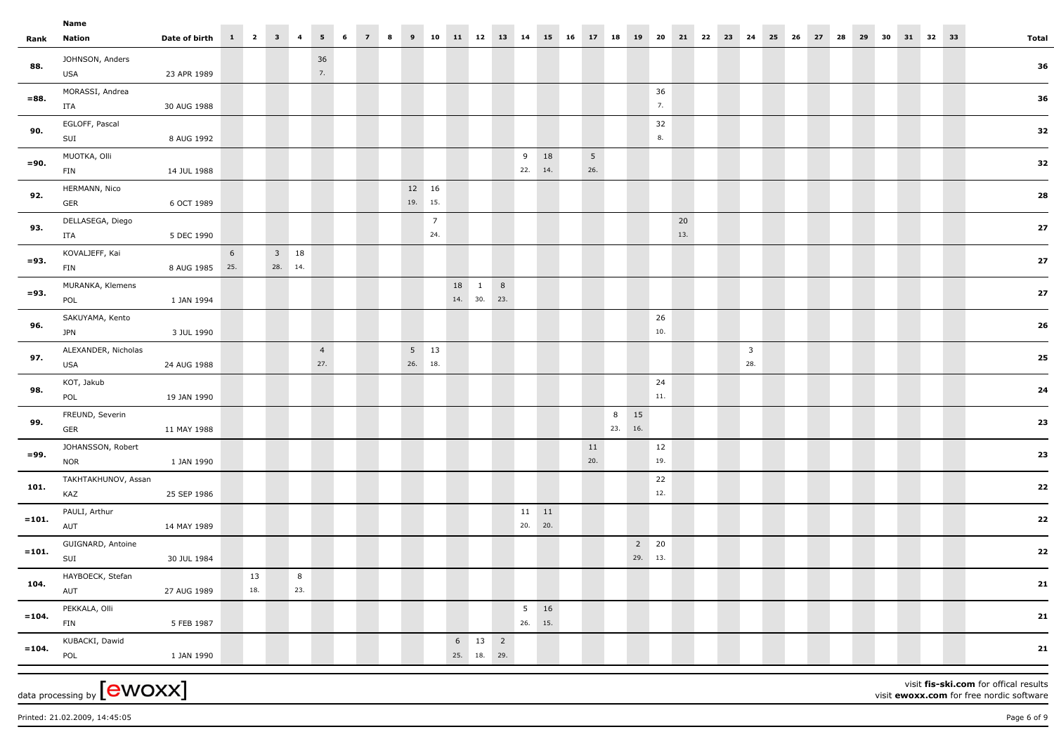| Rank | Name Nation | Date of birth | 1 | 2 | 3 | 4 | 5 | 6 | 7 | 8 | 9 | 10 | 11 | 12 | 13 | 14 | 15 | 16 | 17 | 18 | 19 | 20 | 21 | 22 | 23 | 24 | 25 | 26 | 27 | 28 | 29 | 30 | 31 | 32 | 33 | Total |
|---|---|---|---|---|---|---|---|---|---|---|---|---|---|---|---|---|---|---|---|---|---|---|---|---|---|---|---|---|---|---|---|---|---|---|---|---|
| 88. | JOHNSON, Anders USA | 23 APR 1989 | | | | | 36 7. | | | | | | | | | | | | | | | | | | | | | | | | | | | | | 36 |
| =88. | MORASSI, Andrea ITA | 30 AUG 1988 | | | | | | | | | | | | | | | | | | | | 36 7. | | | | | | | | | | | | | | 36 |
| 90. | EGLOFF, Pascal SUI | 8 AUG 1992 | | | | | | | | | | | | | | | | | | | | 32 8. | | | | | | | | | | | | | | 32 |
| =90. | MUOTKA, Olli FIN | 14 JUL 1988 | | | | | | | | | | | | | | 9 22. | 18 14. | | 5 26. | | | | | | | | | | | | | | | | | 32 |
| 92. | HERMANN, Nico GER | 6 OCT 1989 | | | | | | | | | 12 19. | 16 15. | | | | | | | | | | | | | | | | | | | | | | | | 28 |
| 93. | DELLASEGA, Diego ITA | 5 DEC 1990 | | | | | | | | | | 7 24. | | | | | | | | | | | 20 13. | | | | | | | | | | | | | 27 |
| =93. | KOVALJEFF, Kai FIN | 8 AUG 1985 | 6 25. | | 3 28. | 18 14. | | | | | | | | | | | | | | | | | | | | | | | | | | | | | | 27 |
| =93. | MURANKA, Klemens POL | 1 JAN 1994 | | | | | | | | | | | 18 14. | 1 30. | 8 23. | | | | | | | | | | | | | | | | | | | | | 27 |
| 96. | SAKUYAMA, Kento JPN | 3 JUL 1990 | | | | | | | | | | | | | | | | | | | | 26 10. | | | | | | | | | | | | | | 26 |
| 97. | ALEXANDER, Nicholas USA | 24 AUG 1988 | | | | | 4 27. | | | | 5 26. | 13 18. | | | | | | | | | | | | | | 3 28. | | | | | | | | | | 25 |
| 98. | KOT, Jakub POL | 19 JAN 1990 | | | | | | | | | | | | | | | | | | | | 24 11. | | | | | | | | | | | | | | 24 |
| 99. | FREUND, Severin GER | 11 MAY 1988 | | | | | | | | | | | | | | | | | | 8 23. | 15 16. | | | | | | | | | | | | | | | 23 |
| =99. | JOHANSSON, Robert NOR | 1 JAN 1990 | | | | | | | | | | | | | | | | | 11 20. | | | 12 19. | | | | | | | | | | | | | | 23 |
| 101. | TAKHTAKHUNOV, Assan KAZ | 25 SEP 1986 | | | | | | | | | | | | | | | | | | | | 22 12. | | | | | | | | | | | | | | 22 |
| =101. | PAULI, Arthur AUT | 14 MAY 1989 | | | | | | | | | | | | | | 11 20. | 11 20. | | | | | | | | | | | | | | | | | | | 22 |
| =101. | GUIGNARD, Antoine SUI | 30 JUL 1984 | | | | | | | | | | | | | | | | | | | 2 29. | 20 13. | | | | | | | | | | | | | | 22 |
| 104. | HAYBOECK, Stefan AUT | 27 AUG 1989 | | 13 18. | | 8 23. | | | | | | | | | | | | | | | | | | | | | | | | | | | | | | 21 |
| =104. | PEKKALA, Olli FIN | 5 FEB 1987 | | | | | | | | | | | | | | 5 26. | 16 15. | | | | | | | | | | | | | | | | | | | 21 |
| =104. | KUBACKI, Dawid POL | 1 JAN 1990 | | | | | | | | | | | 6 25. | 13 18. | 2 29. | | | | | | | | | | | | | | | | | | | | | 21 |

data processing by [ewoxx]

visit **fis-ski.com** for offical results
visit **ewoxx.com** for free nordic software

Printed: 21.02.2009, 14:45:05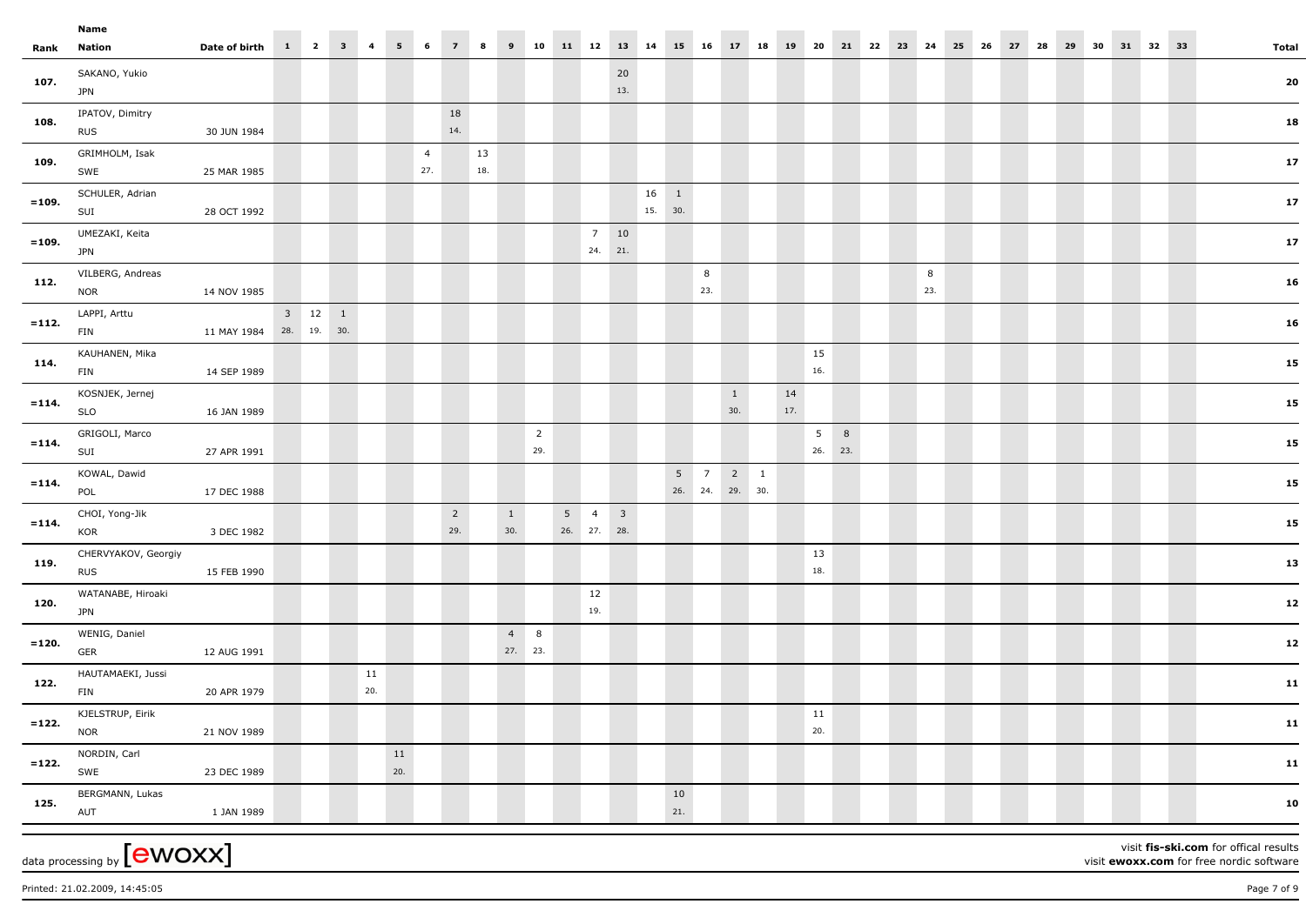| Rank | Name Nation | Date of birth | 1 | 2 | 3 | 4 | 5 | 6 | 7 | 8 | 9 | 10 | 11 | 12 | 13 | 14 | 15 | 16 | 17 | 18 | 19 | 20 | 21 | 22 | 23 | 24 | 25 | 26 | 27 | 28 | 29 | 30 | 31 | 32 | 33 | Total |
|---|---|---|---|---|---|---|---|---|---|---|---|---|---|---|---|---|---|---|---|---|---|---|---|---|---|---|---|---|---|---|---|---|---|---|---|---|
| 107. | SAKANO, Yukio JPN | | | | | | | | | | | | | | 20 13. | | | | | | | | | | | | | | | | | | | | | 20 |
| 108. | IPATOV, Dimitry RUS | 30 JUN 1984 | | | | | | | 18 14. | | | | | | | | | | | | | | | | | | | | | | | | | | | 18 |
| 109. | GRIMHOLM, Isak SWE | 25 MAR 1985 | | | | | | 4 27. | | 13 18. | | | | | | | | | | | | | | | | | | | | | | | | | | 17 |
| =109. | SCHULER, Adrian SUI | 28 OCT 1992 | | | | | | | | | | | | | | 16 15. | 1 30. | | | | | | | | | | | | | | | | | | | 17 |
| =109. | UMEZAKI, Keita JPN | | | | | | | | | | | | | 7 24. | 10 21. | | | | | | | | | | | | | | | | | | | | | 17 |
| 112. | VILBERG, Andreas NOR | 14 NOV 1985 | | | | | | | | | | | | | | | | 8 23. | | | | | | | | 8 23. | | | | | | | | | | 16 |
| =112. | LAPPI, Arttu FIN | 11 MAY 1984 | 3 28. | 12 19. | 1 30. | | | | | | | | | | | | | | | | | | | | | | | | | | | | | | | 16 |
| 114. | KAUHANEN, Mika FIN | 14 SEP 1989 | | | | | | | | | | | | | | | | | | | | 15 16. | | | | | | | | | | | | | | 15 |
| =114. | KOSNJEK, Jernej SLO | 16 JAN 1989 | | | | | | | | | | | | | | | | | 1 30. | | 14 17. | | | | | | | | | | | | | | | 15 |
| =114. | GRIGOLI, Marco SUI | 27 APR 1991 | | | | | | | | | | 2 29. | | | | | | | | | | 5 26. | 8 23. | | | | | | | | | | | | | 15 |
| =114. | KOWAL, Dawid POL | 17 DEC 1988 | | | | | | | | | | | | | | | 5 26. | 7 24. | 2 29. | 1 30. | | | | | | | | | | | | | | | | 15 |
| =114. | CHOI, Yong-Jik KOR | 3 DEC 1982 | | | | | | | 2 29. | | 1 30. | | 5 26. | 4 27. | 3 28. | | | | | | | | | | | | | | | | | | | | | 15 |
| 119. | CHERVYAKOV, Georgiy RUS | 15 FEB 1990 | | | | | | | | | | | | | | | | | | | | 13 18. | | | | | | | | | | | | | | 13 |
| 120. | WATANABE, Hiroaki JPN | | | | | | | | | | | | | 12 19. | | | | | | | | | | | | | | | | | | | | | | 12 |
| =120. | WENIG, Daniel GER | 12 AUG 1991 | | | | | | | | | 4 27. | 8 23. | | | | | | | | | | | | | | | | | | | | | | | | 12 |
| 122. | HAUTAMAEKI, Jussi FIN | 20 APR 1979 | | | | 11 20. | | | | | | | | | | | | | | | | | | | | | | | | | | | | | | 11 |
| =122. | KJELSTRUP, Eirik NOR | 21 NOV 1989 | | | | | | | | | | | | | | | | | | | | 11 20. | | | | | | | | | | | | | | 11 |
| =122. | NORDIN, Carl SWE | 23 DEC 1989 | | | | | 11 20. | | | | | | | | | | | | | | | | | | | | | | | | | | | | | 11 |
| 125. | BERGMANN, Lukas AUT | 1 JAN 1989 | | | | | | | | | | | | | | | 10 21. | | | | | | | | | | | | | | | | | | | 10 |

data processing by [ewoxx]

visit **fis-ski.com** for offical results
visit **ewoxx.com** for free nordic software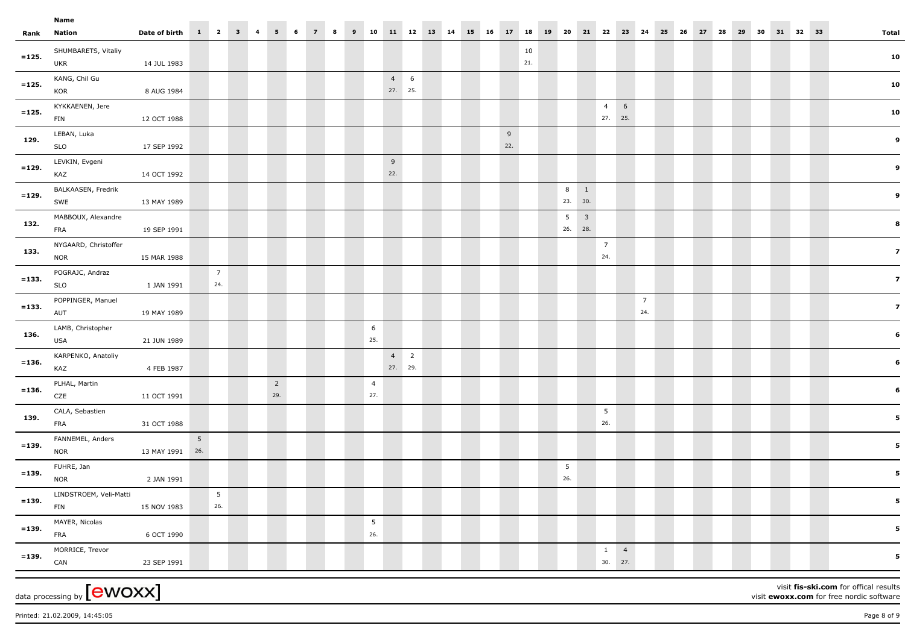| Rank | Name / Nation | Date of birth | 1 | 2 | 3 | 4 | 5 | 6 | 7 | 8 | 9 | 10 | 11 | 12 | 13 | 14 | 15 | 16 | 17 | 18 | 19 | 20 | 21 | 22 | 23 | 24 | 25 | 26 | 27 | 28 | 29 | 30 | 31 | 32 | 33 | Total |
|---|---|---|---|---|---|---|---|---|---|---|---|---|---|---|---|---|---|---|---|---|---|---|---|---|---|---|---|---|---|---|---|---|---|---|---|---|
| =125. | SHUMBARETS, Vitaliy UKR | 14 JUL 1983 | | | | | | | | | | | | | | | | | | 10 21. | | | | | | | | | | | | | | | | 10 |
| =125. | KANG, Chil Gu KOR | 8 AUG 1984 | | | | | | | | | | | 4 27. | 6 25. | | | | | | | | | | | | | | | | | | | | | | 10 |
| =125. | KYKKAENEN, Jere FIN | 12 OCT 1988 | | | | | | | | | | | | | | | | | | | | | | 4 27. | 6 25. | | | | | | | | | | | 10 |
| 129. | LEBAN, Luka SLO | 17 SEP 1992 | | | | | | | | | | | | | | | | | 9 22. | | | | | | | | | | | | | | | | | 9 |
| =129. | LEVKIN, Evgeni KAZ | 14 OCT 1992 | | | | | | | | | | | 9 22. | | | | | | | | | | | | | | | | | | | | | | | 9 |
| =129. | BALKAASEN, Fredrik SWE | 13 MAY 1989 | | | | | | | | | | | | | | | | | | | | 8 23. | 1 30. | | | | | | | | | | | | | 9 |
| 132. | MABBOUX, Alexandre FRA | 19 SEP 1991 | | | | | | | | | | | | | | | | | | | | 5 26. | 3 28. | | | | | | | | | | | | | 8 |
| 133. | NYGAARD, Christoffer NOR | 15 MAR 1988 | | | | | | | | | | | | | | | | | | | | | | 7 24. | | | | | | | | | | | | 7 |
| =133. | POGRAJC, Andraz SLO | 1 JAN 1991 | | 7 24. | | | | | | | | | | | | | | | | | | | | | | | | | | | | | | | | 7 |
| =133. | POPPINGER, Manuel AUT | 19 MAY 1989 | | | | | | | | | | | | | | | | | | | | | | | | 7 24. | | | | | | | | | | 7 |
| 136. | LAMB, Christopher USA | 21 JUN 1989 | | | | | | | | | | 6 25. | | | | | | | | | | | | | | | | | | | | | | | | 6 |
| =136. | KARPENKO, Anatoliy KAZ | 4 FEB 1987 | | | | | | | | | | | 4 27. | 2 29. | | | | | | | | | | | | | | | | | | | | | | 6 |
| =136. | PLHAL, Martin CZE | 11 OCT 1991 | | | | | 2 29. | | | | | 4 27. | | | | | | | | | | | | | | | | | | | | | | | | 6 |
| 139. | CALA, Sebastien FRA | 31 OCT 1988 | | | | | | | | | | | | | | | | | | | | | | 5 26. | | | | | | | | | | | | 5 |
| =139. | FANNEMEL, Anders NOR | 13 MAY 1991 | 5 26. | | | | | | | | | | | | | | | | | | | | | | | | | | | | | | | | | 5 |
| =139. | FUHRE, Jan NOR | 2 JAN 1991 | | | | | | | | | | | | | | | | | | | | 5 26. | | | | | | | | | | | | | | 5 |
| =139. | LINDSTROEM, Veli-Matti FIN | 15 NOV 1983 | | 5 26. | | | | | | | | | | | | | | | | | | | | | | | | | | | | | | | | 5 |
| =139. | MAYER, Nicolas FRA | 6 OCT 1990 | | | | | | | | | | 5 26. | | | | | | | | | | | | | | | | | | | | | | | | 5 |
| =139. | MORRICE, Trevor CAN | 23 SEP 1991 | | | | | | | | | | | | | | | | | | | | | | 1 30. | 4 27. | | | | | | | | | | | 5 |

data processing by [ewoxx]

visit **fis-ski.com** for offical results
visit **ewoxx.com** for free nordic software

Printed: 21.02.2009, 14:45:05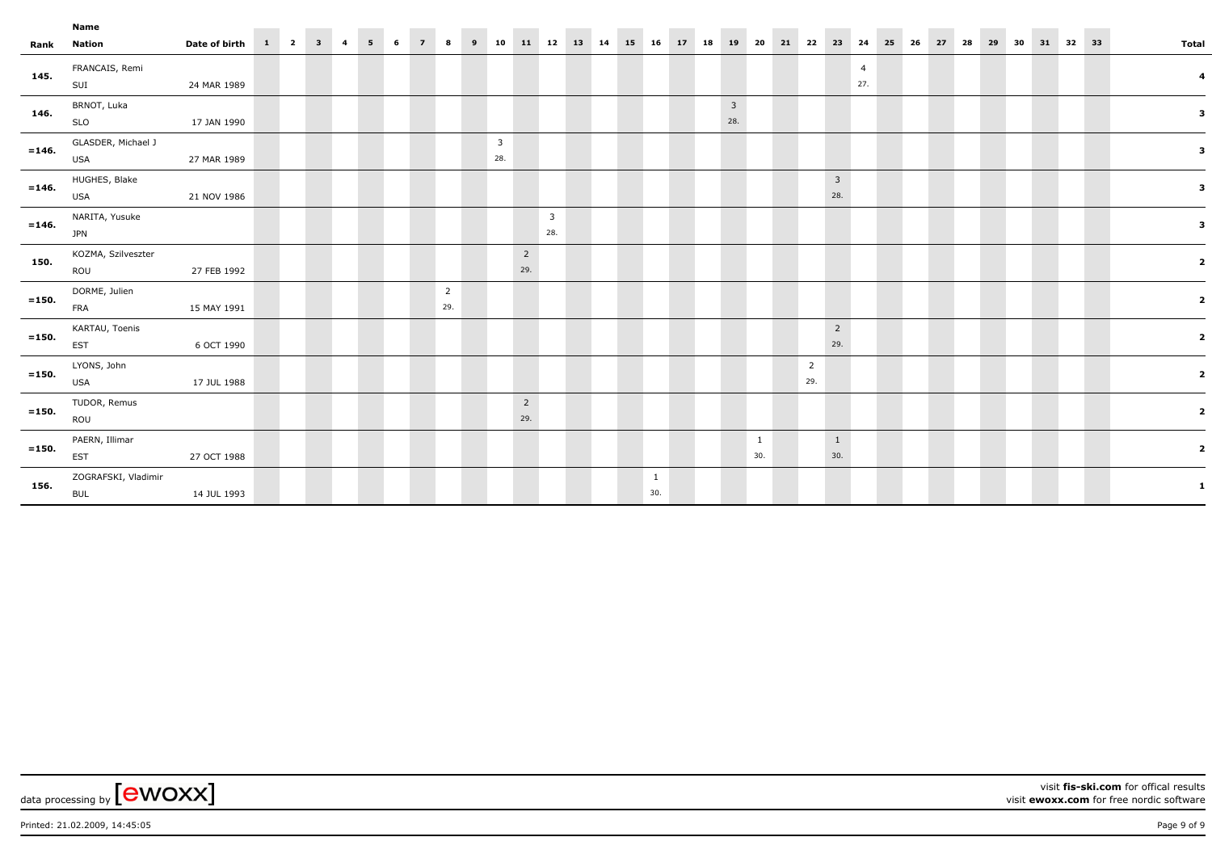| Rank | Name<br>Nation | Date of birth | 1 | 2 | 3 | 4 | 5 | 6 | 7 | 8 | 9 | 10 | 11 | 12 | 13 | 14 | 15 | 16 | 17 | 18 | 19 | 20 | 21 | 22 | 23 | 24 | 25 | 26 | 27 | 28 | 29 | 30 | 31 | 32 | 33 | Total |
|---|---|---|---|---|---|---|---|---|---|---|---|---|---|---|---|---|---|---|---|---|---|---|---|---|---|---|---|---|---|---|---|---|---|---|---|---|
| 145. | FRANCAIS, Remi<br>SUI | 24 MAR 1989 | | | | | | | | | | | | | | | | | | | | | | | | 4<br>27. | | | | | | | | | | 4 |
| 146. | BRNOT, Luka<br>SLO | 17 JAN 1990 | | | | | | | | | | | | | | | | | | | 3<br>28. | | | | | | | | | | | | | | | 3 |
| =146. | GLASDER, Michael J<br>USA | 27 MAR 1989 | | | | | | | | | | 3<br>28. | | | | | | | | | | | | | | | | | | | | | | | | 3 |
| =146. | HUGHES, Blake<br>USA | 21 NOV 1986 | | | | | | | | | | | | | | | | | | | | | | | 3<br>28. | | | | | | | | | | | 3 |
| =146. | NARITA, Yusuke<br>JPN | | | | | | | | | | | | | 3<br>28. | | | | | | | | | | | | | | | | | | | | | | 3 |
| 150. | KOZMA, Szilveszter<br>ROU | 27 FEB 1992 | | | | | | | | | | | 2<br>29. | | | | | | | | | | | | | | | | | | | | | | | 2 |
| =150. | DORME, Julien<br>FRA | 15 MAY 1991 | | | | | | | | 2<br>29. | | | | | | | | | | | | | | | | | | | | | | | | | | 2 |
| =150. | KARTAU, Toenis<br>EST | 6 OCT 1990 | | | | | | | | | | | | | | | | | | | | | | | 2<br>29. | | | | | | | | | | | 2 |
| =150. | LYONS, John<br>USA | 17 JUL 1988 | | | | | | | | | | | | | | | | | | | | | | 2<br>29. | | | | | | | | | | | | 2 |
| =150. | TUDOR, Remus<br>ROU | | | | | | | | | | | | 2<br>29. | | | | | | | | | | | | | | | | | | | | | | | 2 |
| =150. | PAERN, Illimar<br>EST | 27 OCT 1988 | | | | | | | | | | | | | | | | | | | | 1<br>30. | | | 1<br>30. | | | | | | | | | | | 2 |
| 156. | ZOGRAFSKI, Vladimir<br>BUL | 14 JUL 1993 | | | | | | | | | | | | | | | | 1<br>30. | | | | | | | | | | | | | | | | | | 1 |

data processing by [ewoxx]

visit **fis-ski.com** for offical results
visit **ewoxx.com** for free nordic software

Printed: 21.02.2009, 14:45:05